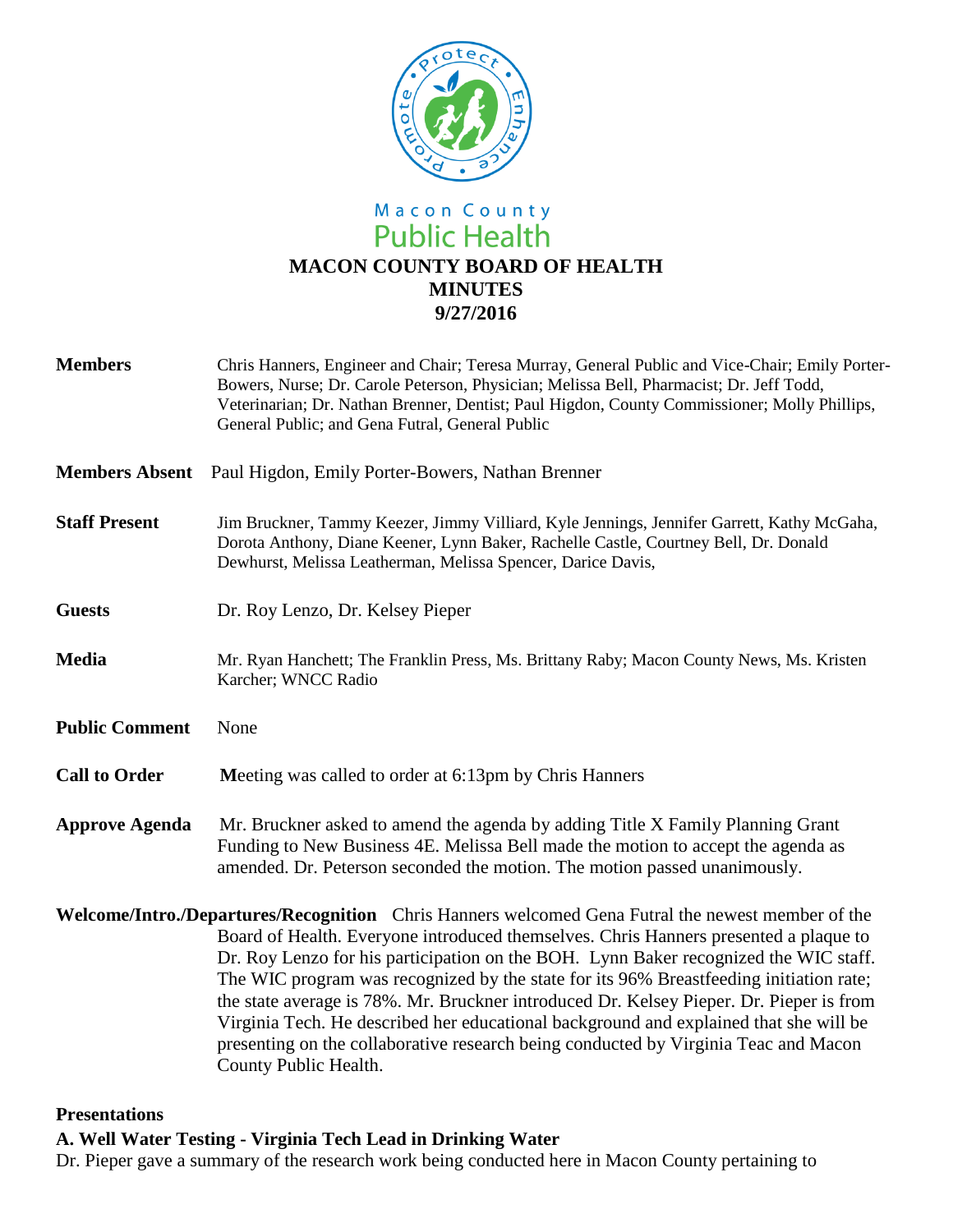Macon County
Public Health

# MACON COUNTY BOARD OF HEALTH
# MINUTES
# 9/27/2016

**Members** Chris Hanners, Engineer and Chair; Teresa Murray, General Public and Vice-Chair; Emily Porter-Bowers, Nurse; Dr. Carole Peterson, Physician; Melissa Bell, Pharmacist; Dr. Jeff Todd, Veterinarian; Dr. Nathan Brenner, Dentist; Paul Higdon, County Commissioner; Molly Phillips, General Public; and Gena Futral, General Public

**Members Absent** Paul Higdon, Emily Porter-Bowers, Nathan Brenner

**Staff Present** Jim Bruckner, Tammy Keezer, Jimmy Villiard, Kyle Jennings, Jennifer Garrett, Kathy McGaha, Dorota Anthony, Diane Keener, Lynn Baker, Rachelle Castle, Courtney Bell, Dr. Donald Dewhurst, Melissa Leatherman, Melissa Spencer, Darice Davis,

**Guests** Dr. Roy Lenzo, Dr. Kelsey Pieper

**Media** Mr. Ryan Hanchett; The Franklin Press, Ms. Brittany Raby; Macon County News, Ms. Kristen Karcher; WNCC Radio

**Public Comment** None

**Call to Order** Meeting was called to order at 6:13pm by Chris Hanners

**Approve Agenda** Mr. Bruckner asked to amend the agenda by adding Title X Family Planning Grant Funding to New Business 4E. Melissa Bell made the motion to accept the agenda as amended. Dr. Peterson seconded the motion. The motion passed unanimously.

**Welcome/Intro./Departures/Recognition** Chris Hanners welcomed Gena Futral the newest member of the Board of Health. Everyone introduced themselves. Chris Hanners presented a plaque to Dr. Roy Lenzo for his participation on the BOH. Lynn Baker recognized the WIC staff. The WIC program was recognized by the state for its 96% Breastfeeding initiation rate; the state average is 78%. Mr. Bruckner introduced Dr. Kelsey Pieper. Dr. Pieper is from Virginia Tech. He described her educational background and explained that she will be presenting on the collaborative research being conducted by Virginia Teac and Macon County Public Health.

## Presentations

### A. Well Water Testing - Virginia Tech Lead in Drinking Water

Dr. Pieper gave a summary of the research work being conducted here in Macon County pertaining to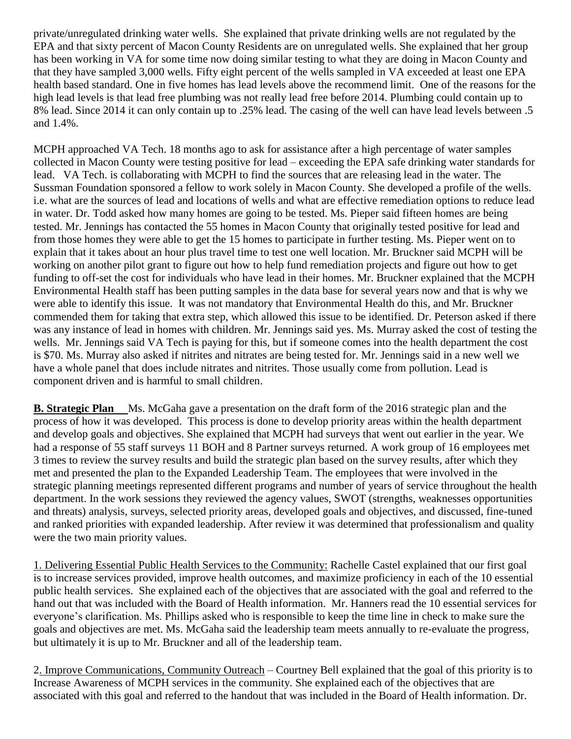private/unregulated drinking water wells. She explained that private drinking wells are not regulated by the EPA and that sixty percent of Macon County Residents are on unregulated wells. She explained that her group has been working in VA for some time now doing similar testing to what they are doing in Macon County and that they have sampled 3,000 wells. Fifty eight percent of the wells sampled in VA exceeded at least one EPA health based standard. One in five homes has lead levels above the recommend limit. One of the reasons for the high lead levels is that lead free plumbing was not really lead free before 2014. Plumbing could contain up to 8% lead. Since 2014 it can only contain up to .25% lead. The casing of the well can have lead levels between .5 and 1.4%.

MCPH approached VA Tech. 18 months ago to ask for assistance after a high percentage of water samples collected in Macon County were testing positive for lead – exceeding the EPA safe drinking water standards for lead. VA Tech. is collaborating with MCPH to find the sources that are releasing lead in the water. The Sussman Foundation sponsored a fellow to work solely in Macon County. She developed a profile of the wells. i.e. what are the sources of lead and locations of wells and what are effective remediation options to reduce lead in water. Dr. Todd asked how many homes are going to be tested. Ms. Pieper said fifteen homes are being tested. Mr. Jennings has contacted the 55 homes in Macon County that originally tested positive for lead and from those homes they were able to get the 15 homes to participate in further testing. Ms. Pieper went on to explain that it takes about an hour plus travel time to test one well location. Mr. Bruckner said MCPH will be working on another pilot grant to figure out how to help fund remediation projects and figure out how to get funding to off-set the cost for individuals who have lead in their homes. Mr. Bruckner explained that the MCPH Environmental Health staff has been putting samples in the data base for several years now and that is why we were able to identify this issue. It was not mandatory that Environmental Health do this, and Mr. Bruckner commended them for taking that extra step, which allowed this issue to be identified. Dr. Peterson asked if there was any instance of lead in homes with children. Mr. Jennings said yes. Ms. Murray asked the cost of testing the wells. Mr. Jennings said VA Tech is paying for this, but if someone comes into the health department the cost is $70. Ms. Murray also asked if nitrites and nitrates are being tested for. Mr. Jennings said in a new well we have a whole panel that does include nitrates and nitrites. Those usually come from pollution. Lead is component driven and is harmful to small children.

**B. Strategic Plan** Ms. McGaha gave a presentation on the draft form of the 2016 strategic plan and the process of how it was developed. This process is done to develop priority areas within the health department and develop goals and objectives. She explained that MCPH had surveys that went out earlier in the year. We had a response of 55 staff surveys 11 BOH and 8 Partner surveys returned. A work group of 16 employees met 3 times to review the survey results and build the strategic plan based on the survey results, after which they met and presented the plan to the Expanded Leadership Team. The employees that were involved in the strategic planning meetings represented different programs and number of years of service throughout the health department. In the work sessions they reviewed the agency values, SWOT (strengths, weaknesses opportunities and threats) analysis, surveys, selected priority areas, developed goals and objectives, and discussed, fine-tuned and ranked priorities with expanded leadership. After review it was determined that professionalism and quality were the two main priority values.

1. Delivering Essential Public Health Services to the Community: Rachelle Castel explained that our first goal is to increase services provided, improve health outcomes, and maximize proficiency in each of the 10 essential public health services. She explained each of the objectives that are associated with the goal and referred to the hand out that was included with the Board of Health information. Mr. Hanners read the 10 essential services for everyone's clarification. Ms. Phillips asked who is responsible to keep the time line in check to make sure the goals and objectives are met. Ms. McGaha said the leadership team meets annually to re-evaluate the progress, but ultimately it is up to Mr. Bruckner and all of the leadership team.

2. Improve Communications, Community Outreach – Courtney Bell explained that the goal of this priority is to Increase Awareness of MCPH services in the community. She explained each of the objectives that are associated with this goal and referred to the handout that was included in the Board of Health information. Dr.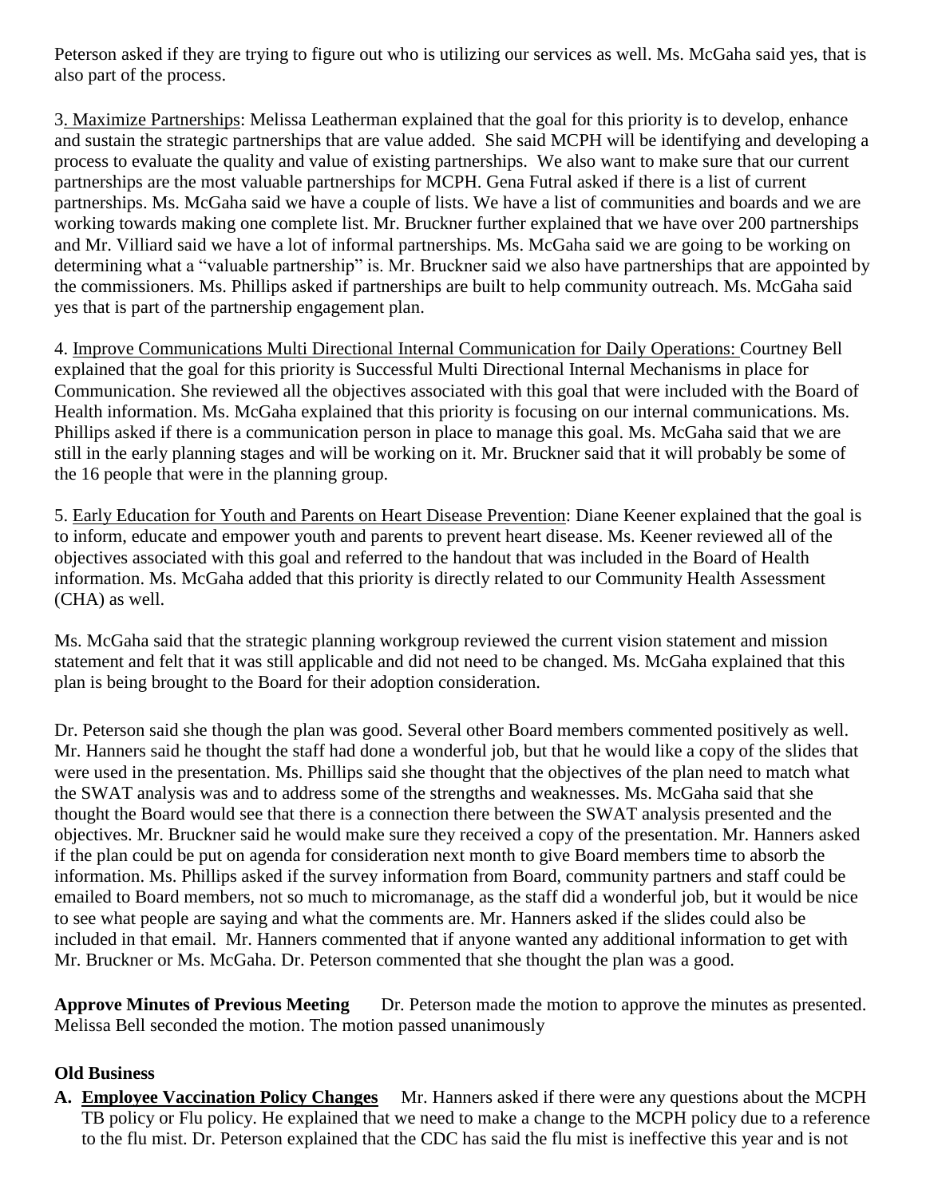Peterson asked if they are trying to figure out who is utilizing our services as well. Ms. McGaha said yes, that is also part of the process.

3. Maximize Partnerships: Melissa Leatherman explained that the goal for this priority is to develop, enhance and sustain the strategic partnerships that are value added. She said MCPH will be identifying and developing a process to evaluate the quality and value of existing partnerships. We also want to make sure that our current partnerships are the most valuable partnerships for MCPH. Gena Futral asked if there is a list of current partnerships. Ms. McGaha said we have a couple of lists. We have a list of communities and boards and we are working towards making one complete list. Mr. Bruckner further explained that we have over 200 partnerships and Mr. Villiard said we have a lot of informal partnerships. Ms. McGaha said we are going to be working on determining what a "valuable partnership" is. Mr. Bruckner said we also have partnerships that are appointed by the commissioners. Ms. Phillips asked if partnerships are built to help community outreach. Ms. McGaha said yes that is part of the partnership engagement plan.

4. Improve Communications Multi Directional Internal Communication for Daily Operations: Courtney Bell explained that the goal for this priority is Successful Multi Directional Internal Mechanisms in place for Communication. She reviewed all the objectives associated with this goal that were included with the Board of Health information. Ms. McGaha explained that this priority is focusing on our internal communications. Ms. Phillips asked if there is a communication person in place to manage this goal. Ms. McGaha said that we are still in the early planning stages and will be working on it. Mr. Bruckner said that it will probably be some of the 16 people that were in the planning group.

5. Early Education for Youth and Parents on Heart Disease Prevention: Diane Keener explained that the goal is to inform, educate and empower youth and parents to prevent heart disease. Ms. Keener reviewed all of the objectives associated with this goal and referred to the handout that was included in the Board of Health information. Ms. McGaha added that this priority is directly related to our Community Health Assessment (CHA) as well.

Ms. McGaha said that the strategic planning workgroup reviewed the current vision statement and mission statement and felt that it was still applicable and did not need to be changed. Ms. McGaha explained that this plan is being brought to the Board for their adoption consideration.

Dr. Peterson said she though the plan was good. Several other Board members commented positively as well. Mr. Hanners said he thought the staff had done a wonderful job, but that he would like a copy of the slides that were used in the presentation. Ms. Phillips said she thought that the objectives of the plan need to match what the SWAT analysis was and to address some of the strengths and weaknesses. Ms. McGaha said that she thought the Board would see that there is a connection there between the SWAT analysis presented and the objectives. Mr. Bruckner said he would make sure they received a copy of the presentation. Mr. Hanners asked if the plan could be put on agenda for consideration next month to give Board members time to absorb the information. Ms. Phillips asked if the survey information from Board, community partners and staff could be emailed to Board members, not so much to micromanage, as the staff did a wonderful job, but it would be nice to see what people are saying and what the comments are. Mr. Hanners asked if the slides could also be included in that email. Mr. Hanners commented that if anyone wanted any additional information to get with Mr. Bruckner or Ms. McGaha. Dr. Peterson commented that she thought the plan was a good.

**Approve Minutes of Previous Meeting** Dr. Peterson made the motion to approve the minutes as presented. Melissa Bell seconded the motion. The motion passed unanimously

**Old Business**

**A. Employee Vaccination Policy Changes** Mr. Hanners asked if there were any questions about the MCPH TB policy or Flu policy. He explained that we need to make a change to the MCPH policy due to a reference to the flu mist. Dr. Peterson explained that the CDC has said the flu mist is ineffective this year and is not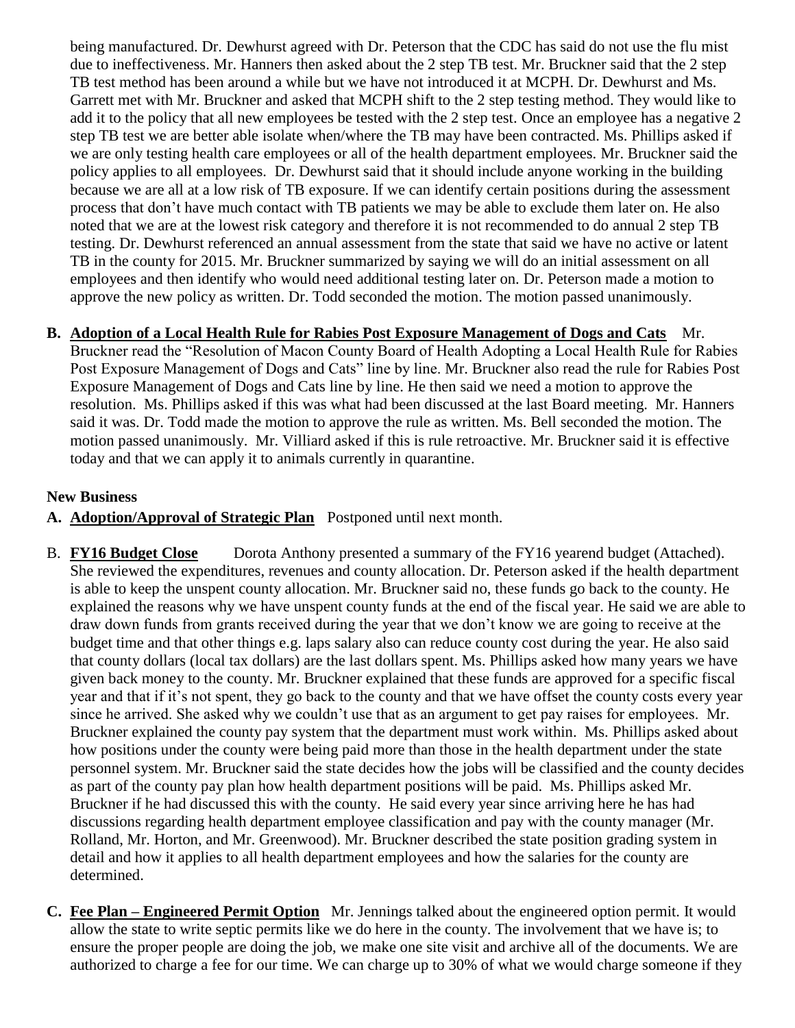being manufactured. Dr. Dewhurst agreed with Dr. Peterson that the CDC has said do not use the flu mist due to ineffectiveness. Mr. Hanners then asked about the 2 step TB test. Mr. Bruckner said that the 2 step TB test method has been around a while but we have not introduced it at MCPH. Dr. Dewhurst and Ms. Garrett met with Mr. Bruckner and asked that MCPH shift to the 2 step testing method. They would like to add it to the policy that all new employees be tested with the 2 step test. Once an employee has a negative 2 step TB test we are better able isolate when/where the TB may have been contracted. Ms. Phillips asked if we are only testing health care employees or all of the health department employees. Mr. Bruckner said the policy applies to all employees. Dr. Dewhurst said that it should include anyone working in the building because we are all at a low risk of TB exposure. If we can identify certain positions during the assessment process that don't have much contact with TB patients we may be able to exclude them later on. He also noted that we are at the lowest risk category and therefore it is not recommended to do annual 2 step TB testing. Dr. Dewhurst referenced an annual assessment from the state that said we have no active or latent TB in the county for 2015. Mr. Bruckner summarized by saying we will do an initial assessment on all employees and then identify who would need additional testing later on. Dr. Peterson made a motion to approve the new policy as written. Dr. Todd seconded the motion. The motion passed unanimously.

**B. Adoption of a Local Health Rule for Rabies Post Exposure Management of Dogs and Cats** Mr. Bruckner read the "Resolution of Macon County Board of Health Adopting a Local Health Rule for Rabies Post Exposure Management of Dogs and Cats" line by line. Mr. Bruckner also read the rule for Rabies Post Exposure Management of Dogs and Cats line by line. He then said we need a motion to approve the resolution. Ms. Phillips asked if this was what had been discussed at the last Board meeting. Mr. Hanners said it was. Dr. Todd made the motion to approve the rule as written. Ms. Bell seconded the motion. The motion passed unanimously. Mr. Villiard asked if this is rule retroactive. Mr. Bruckner said it is effective today and that we can apply it to animals currently in quarantine.

**New Business**

**A. Adoption/Approval of Strategic Plan** Postponed until next month.

B. **FY16 Budget Close** Dorota Anthony presented a summary of the FY16 yearend budget (Attached). She reviewed the expenditures, revenues and county allocation. Dr. Peterson asked if the health department is able to keep the unspent county allocation. Mr. Bruckner said no, these funds go back to the county. He explained the reasons why we have unspent county funds at the end of the fiscal year. He said we are able to draw down funds from grants received during the year that we don't know we are going to receive at the budget time and that other things e.g. laps salary also can reduce county cost during the year. He also said that county dollars (local tax dollars) are the last dollars spent. Ms. Phillips asked how many years we have given back money to the county. Mr. Bruckner explained that these funds are approved for a specific fiscal year and that if it's not spent, they go back to the county and that we have offset the county costs every year since he arrived. She asked why we couldn't use that as an argument to get pay raises for employees. Mr. Bruckner explained the county pay system that the department must work within. Ms. Phillips asked about how positions under the county were being paid more than those in the health department under the state personnel system. Mr. Bruckner said the state decides how the jobs will be classified and the county decides as part of the county pay plan how health department positions will be paid. Ms. Phillips asked Mr. Bruckner if he had discussed this with the county. He said every year since arriving here he has had discussions regarding health department employee classification and pay with the county manager (Mr. Rolland, Mr. Horton, and Mr. Greenwood). Mr. Bruckner described the state position grading system in detail and how it applies to all health department employees and how the salaries for the county are determined.

**C. Fee Plan – Engineered Permit Option** Mr. Jennings talked about the engineered option permit. It would allow the state to write septic permits like we do here in the county. The involvement that we have is; to ensure the proper people are doing the job, we make one site visit and archive all of the documents. We are authorized to charge a fee for our time. We can charge up to 30% of what we would charge someone if they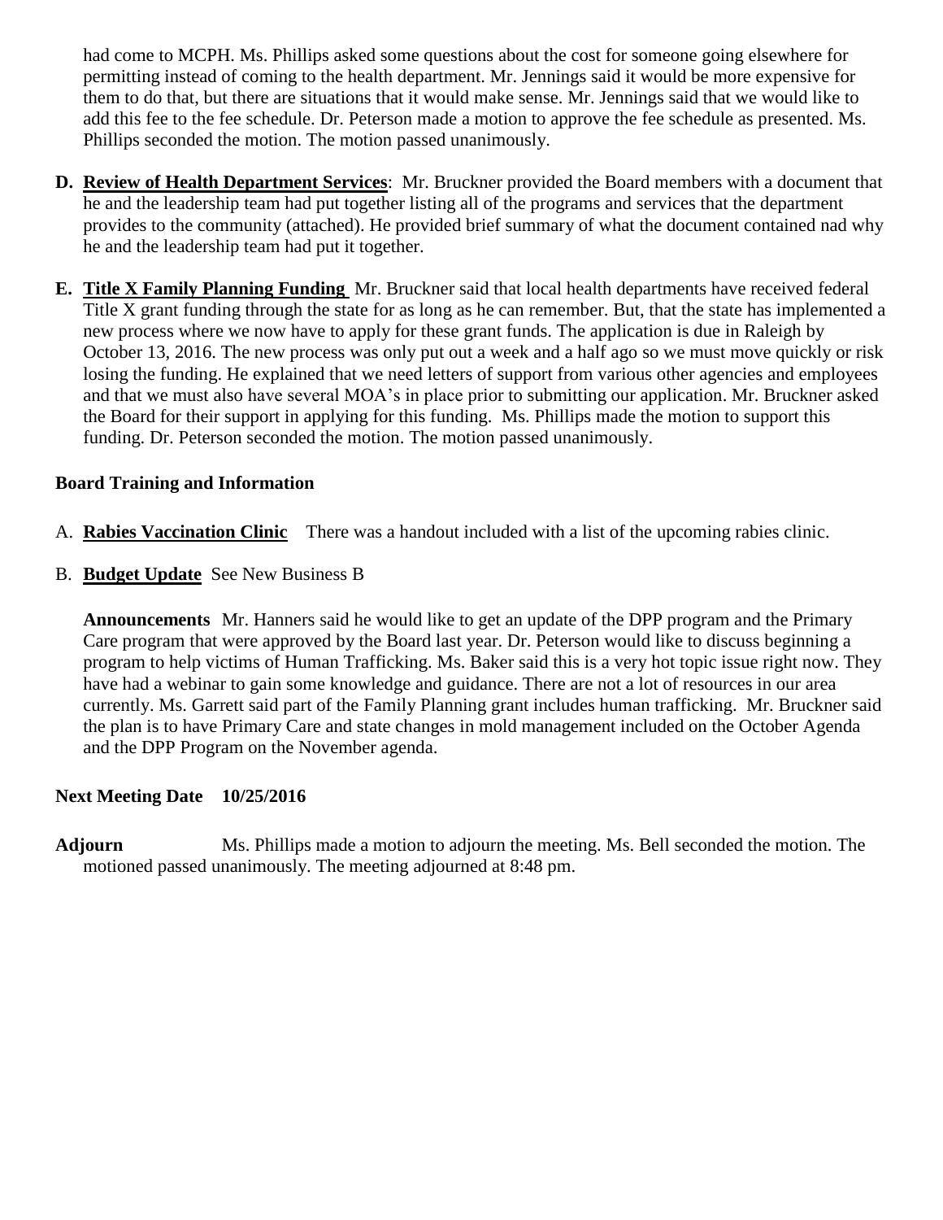had come to MCPH. Ms. Phillips asked some questions about the cost for someone going elsewhere for permitting instead of coming to the health department. Mr. Jennings said it would be more expensive for them to do that, but there are situations that it would make sense. Mr. Jennings said that we would like to add this fee to the fee schedule. Dr. Peterson made a motion to approve the fee schedule as presented. Ms. Phillips seconded the motion. The motion passed unanimously.

**D. Review of Health Department Services**: Mr. Bruckner provided the Board members with a document that he and the leadership team had put together listing all of the programs and services that the department provides to the community (attached). He provided brief summary of what the document contained nad why he and the leadership team had put it together.

**E. Title X Family Planning Funding** Mr. Bruckner said that local health departments have received federal Title X grant funding through the state for as long as he can remember. But, that the state has implemented a new process where we now have to apply for these grant funds. The application is due in Raleigh by October 13, 2016. The new process was only put out a week and a half ago so we must move quickly or risk losing the funding. He explained that we need letters of support from various other agencies and employees and that we must also have several MOA's in place prior to submitting our application. Mr. Bruckner asked the Board for their support in applying for this funding. Ms. Phillips made the motion to support this funding. Dr. Peterson seconded the motion. The motion passed unanimously.

**Board Training and Information**

A. **Rabies Vaccination Clinic** There was a handout included with a list of the upcoming rabies clinic.

B. **Budget Update** See New Business B

**Announcements** Mr. Hanners said he would like to get an update of the DPP program and the Primary Care program that were approved by the Board last year. Dr. Peterson would like to discuss beginning a program to help victims of Human Trafficking. Ms. Baker said this is a very hot topic issue right now. They have had a webinar to gain some knowledge and guidance. There are not a lot of resources in our area currently. Ms. Garrett said part of the Family Planning grant includes human trafficking. Mr. Bruckner said the plan is to have Primary Care and state changes in mold management included on the October Agenda and the DPP Program on the November agenda.

**Next Meeting Date 10/25/2016**

**Adjourn** Ms. Phillips made a motion to adjourn the meeting. Ms. Bell seconded the motion. The motioned passed unanimously. The meeting adjourned at 8:48 pm.